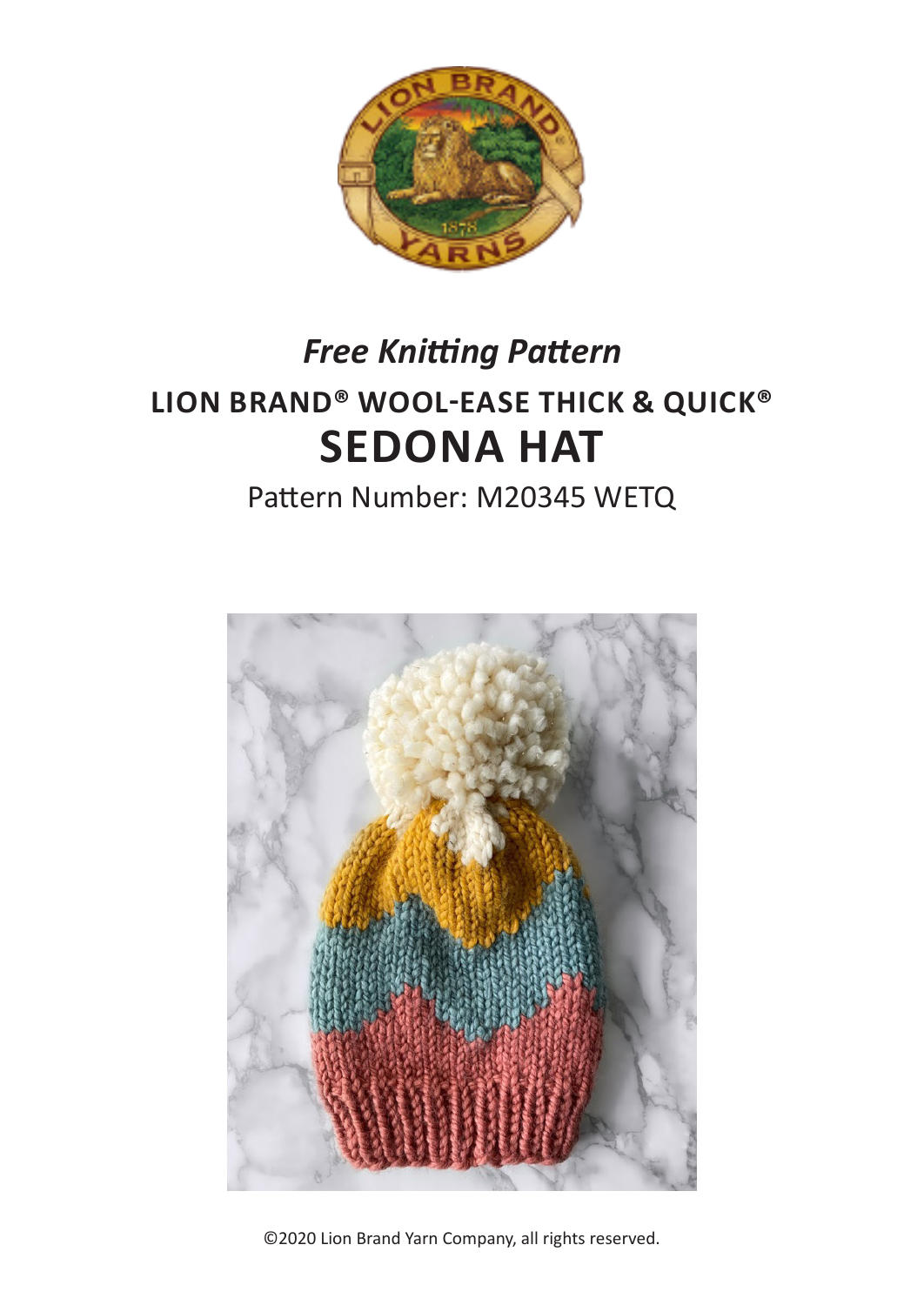*Free Knitting Pattern*

## LION BRAND® WOOL-EASE THICK & QUICK®

# SEDONA HAT

Pattern Number: M20345 WETQ

©2020 Lion Brand Yarn Company, all rights reserved.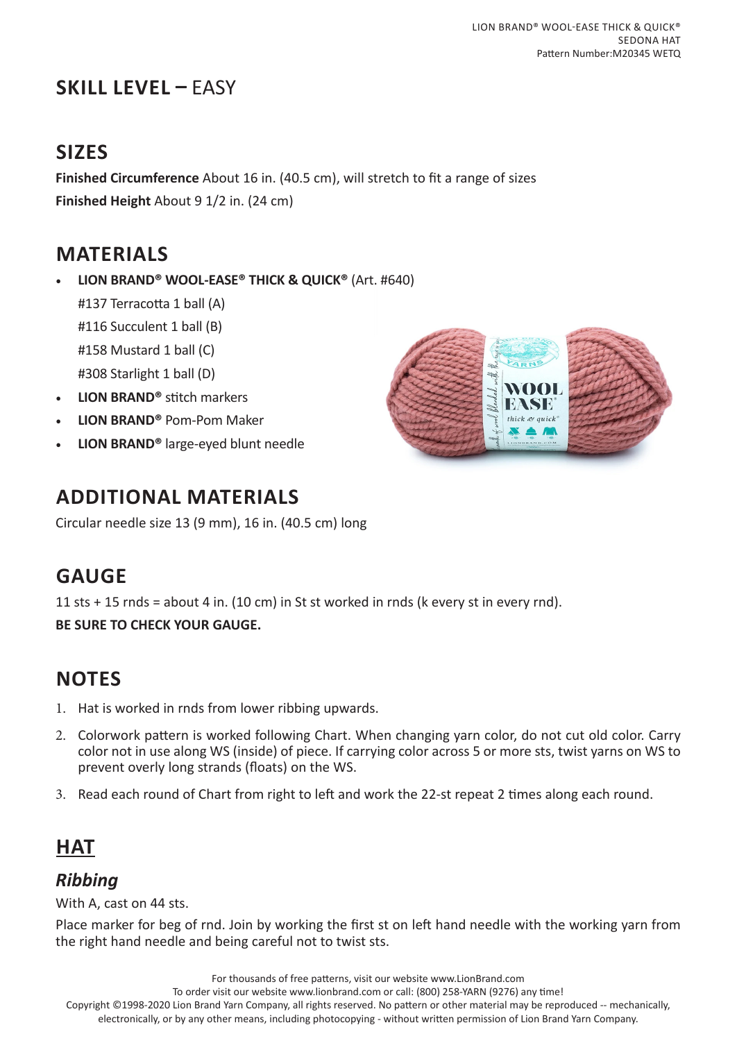# SKILL LEVEL – EASY

## SIZES

**Finished Circumference** About 16 in. (40.5 cm), will stretch to fit a range of sizes

**Finished Height** About 9 1/2 in. (24 cm)

## MATERIALS

- **LION BRAND® WOOL-EASE® THICK & QUICK®** (Art. #640)
  #137 Terracotta 1 ball (A)
  #116 Succulent 1 ball (B)
  #158 Mustard 1 ball (C)
  #308 Starlight 1 ball (D)
- **LION BRAND®** stitch markers
- **LION BRAND®** Pom-Pom Maker
- **LION BRAND®** large-eyed blunt needle

## ADDITIONAL MATERIALS

Circular needle size 13 (9 mm), 16 in. (40.5 cm) long

## GAUGE

11 sts + 15 rnds = about 4 in. (10 cm) in St st worked in rnds (k every st in every rnd).

**BE SURE TO CHECK YOUR GAUGE.**

## NOTES

1. Hat is worked in rnds from lower ribbing upwards.
2. Colorwork pattern is worked following Chart. When changing yarn color, do not cut old color. Carry color not in use along WS (inside) of piece. If carrying color across 5 or more sts, twist yarns on WS to prevent overly long strands (floats) on the WS.
3. Read each round of Chart from right to left and work the 22-st repeat 2 times along each round.

## HAT

### *Ribbing*

With A, cast on 44 sts.

Place marker for beg of rnd. Join by working the first st on left hand needle with the working yarn from the right hand needle and being careful not to twist sts.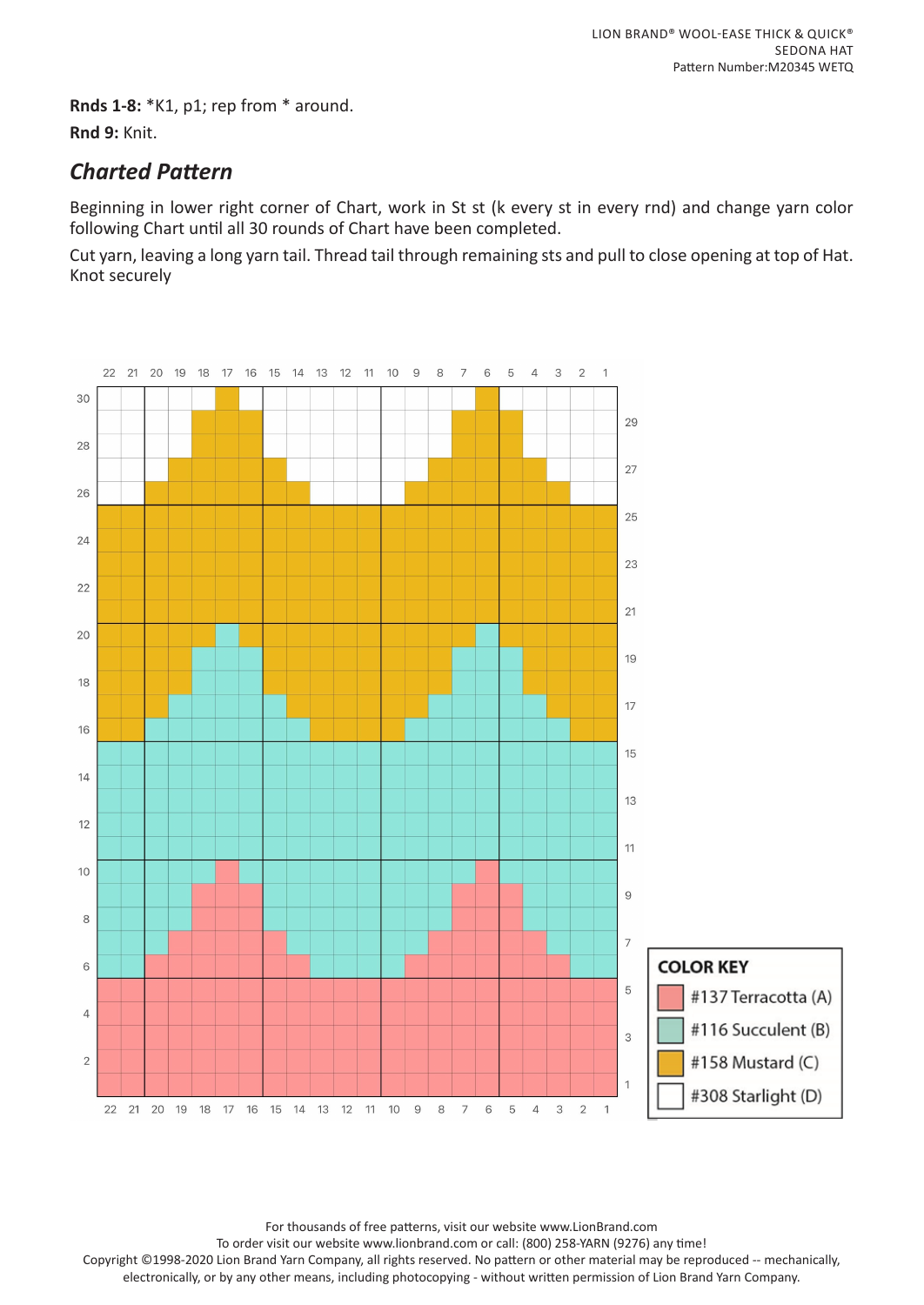**Rnds 1-8:** *K1, p1; rep from * around.

**Rnd 9:** Knit.

## *Charted Pattern*

Beginning in lower right corner of Chart, work in St st (k every st in every rnd) and change yarn color following Chart until all 30 rounds of Chart have been completed.

Cut yarn, leaving a long yarn tail. Thread tail through remaining sts and pull to close opening at top of Hat. Knot securely

COLOR KEY

- #137 Terracotta (A)
- #116 Succulent (B)
- #158 Mustard (C)
- #308 Starlight (D)

For thousands of free patterns, visit our website www.LionBrand.com

To order visit our website www.lionbrand.com or call: (800) 258-YARN (9276) any time!

Copyright ©1998-2020 Lion Brand Yarn Company, all rights reserved. No pattern or other material may be reproduced -- mechanically, electronically, or by any other means, including photocopying - without written permission of Lion Brand Yarn Company.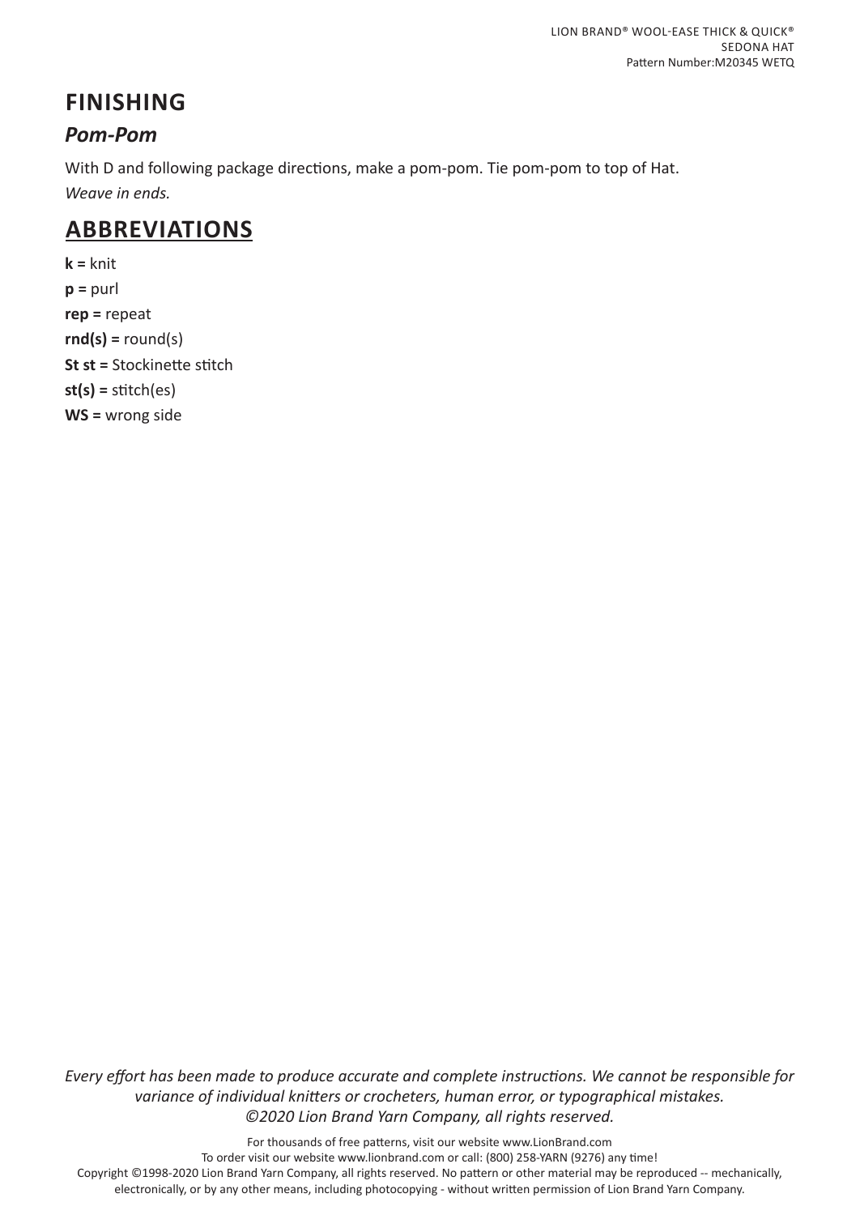## FINISHING

### *Pom-Pom*

With D and following package directions, make a pom-pom. Tie pom-pom to top of Hat.

*Weave in ends.*

## ABBREVIATIONS

**k =** knit

**p =** purl

**rep =** repeat

**rnd(s) =** round(s)

**St st =** Stockinette stitch

**st(s) =** stitch(es)

**WS =** wrong side

*Every effort has been made to produce accurate and complete instructions. We cannot be responsible for variance of individual knitters or crocheters, human error, or typographical mistakes.*
*©2020 Lion Brand Yarn Company, all rights reserved.*

For thousands of free patterns, visit our website www.LionBrand.com
To order visit our website www.lionbrand.com or call: (800) 258-YARN (9276) any time!
Copyright ©1998-2020 Lion Brand Yarn Company, all rights reserved. No pattern or other material may be reproduced -- mechanically, electronically, or by any other means, including photocopying - without written permission of Lion Brand Yarn Company.